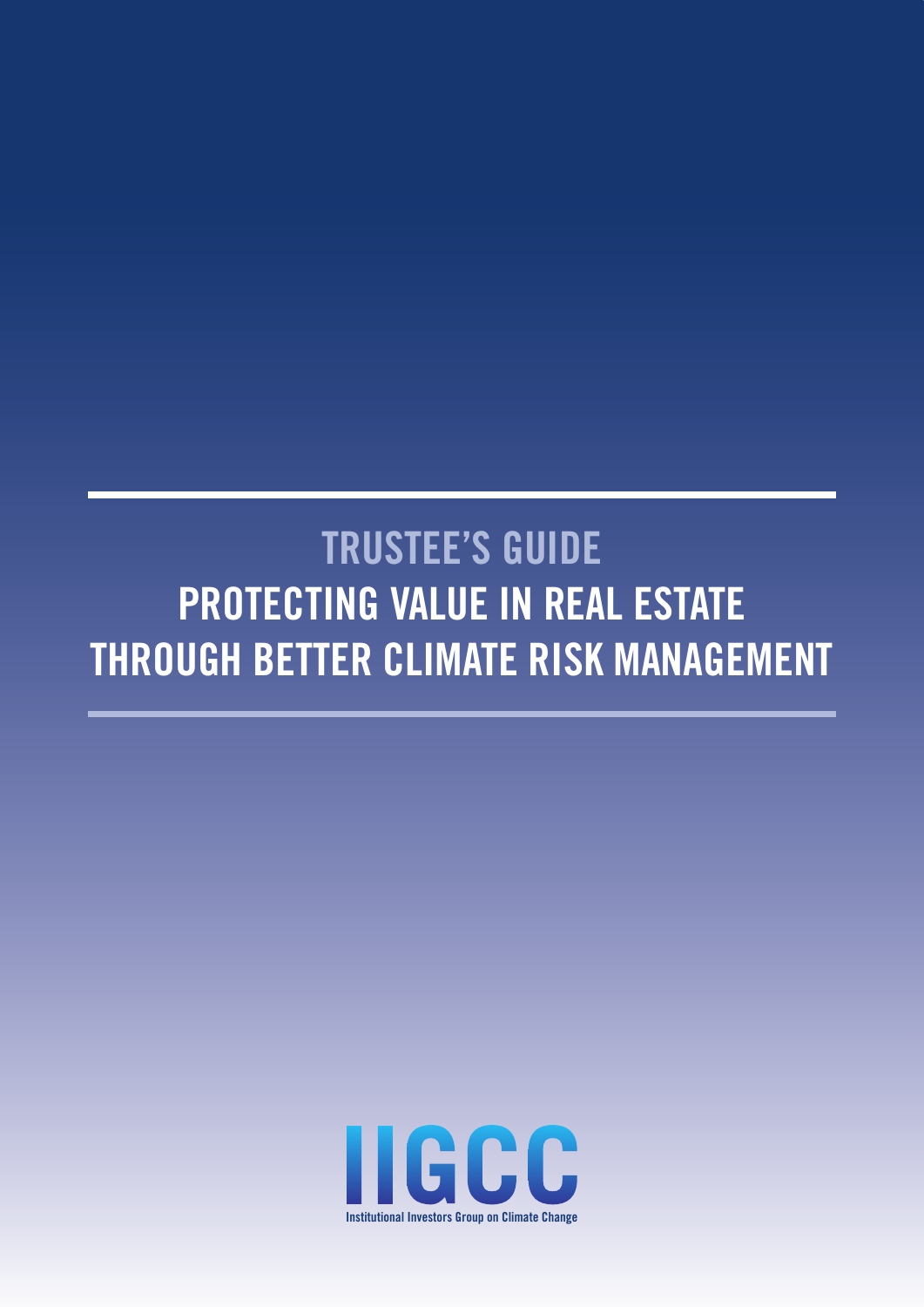# TRUSTEE'S GUIDE

# PROTECTING VALUE IN REAL ESTATE THROUGH BETTER CLIMATE RISK MANAGEMENT

IIGCC

Institutional Investors Group on Climate Change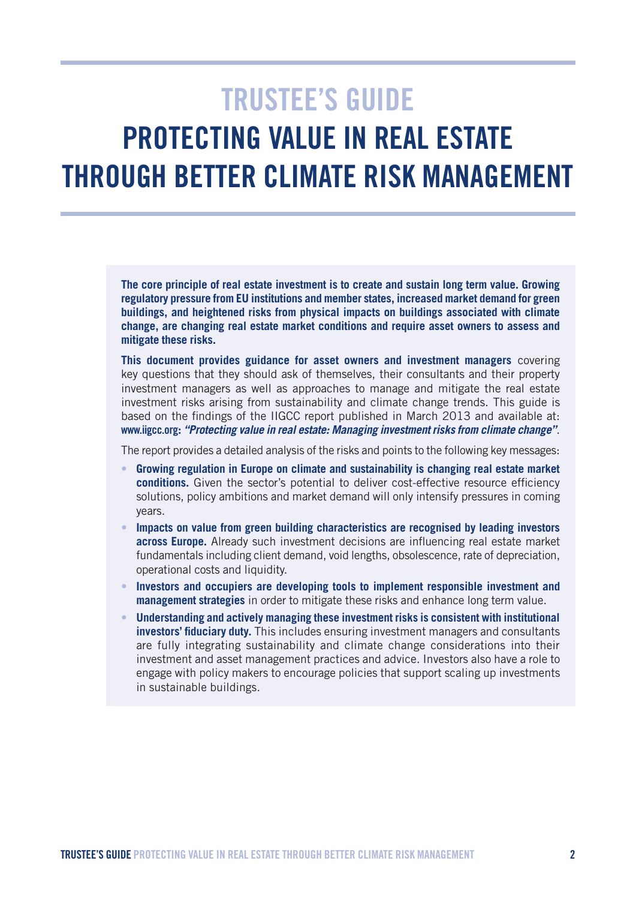# TRUSTEE'S GUIDE

# PROTECTING VALUE IN REAL ESTATE THROUGH BETTER CLIMATE RISK MANAGEMENT

**The core principle of real estate investment is to create and sustain long term value. Growing regulatory pressure from EU institutions and member states, increased market demand for green buildings, and heightened risks from physical impacts on buildings associated with climate change, are changing real estate market conditions and require asset owners to assess and mitigate these risks.**

**This document provides guidance for asset owners and investment managers** covering key questions that they should ask of themselves, their consultants and their property investment managers as well as approaches to manage and mitigate the real estate investment risks arising from sustainability and climate change trends. This guide is based on the findings of the IIGCC report published in March 2013 and available at: **www.iigcc.org: *"Protecting value in real estate: Managing investment risks from climate change"***.

The report provides a detailed analysis of the risks and points to the following key messages:

- **Growing regulation in Europe on climate and sustainability is changing real estate market conditions.** Given the sector's potential to deliver cost-effective resource efficiency solutions, policy ambitions and market demand will only intensify pressures in coming years.
- **Impacts on value from green building characteristics are recognised by leading investors across Europe.** Already such investment decisions are influencing real estate market fundamentals including client demand, void lengths, obsolescence, rate of depreciation, operational costs and liquidity.
- **Investors and occupiers are developing tools to implement responsible investment and management strategies** in order to mitigate these risks and enhance long term value.
- **Understanding and actively managing these investment risks is consistent with institutional investors' fiduciary duty.** This includes ensuring investment managers and consultants are fully integrating sustainability and climate change considerations into their investment and asset management practices and advice. Investors also have a role to engage with policy makers to encourage policies that support scaling up investments in sustainable buildings.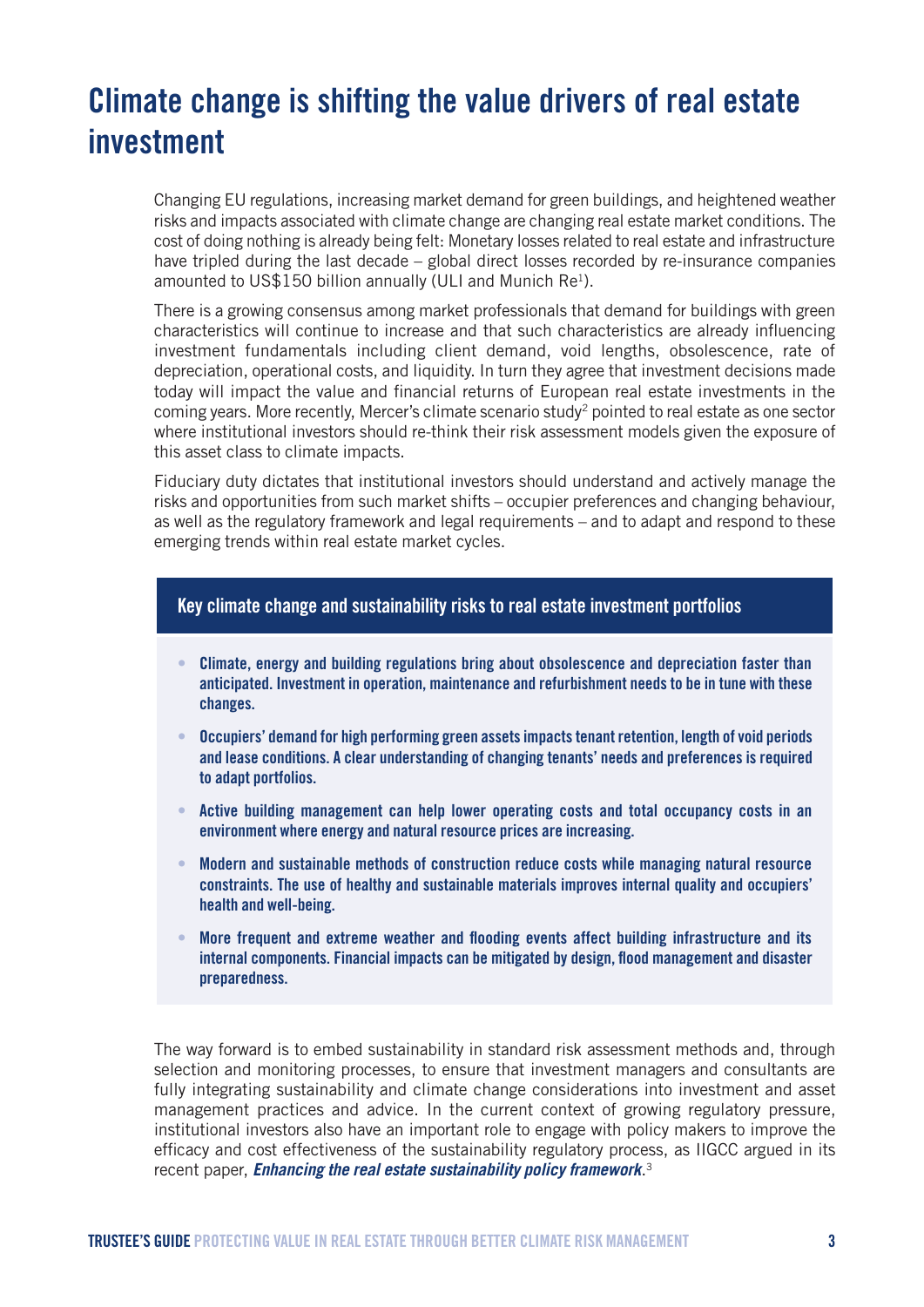# Climate change is shifting the value drivers of real estate investment

Changing EU regulations, increasing market demand for green buildings, and heightened weather risks and impacts associated with climate change are changing real estate market conditions. The cost of doing nothing is already being felt: Monetary losses related to real estate and infrastructure have tripled during the last decade – global direct losses recorded by re-insurance companies amounted to US$150 billion annually (ULI and Munich Re[1]).

There is a growing consensus among market professionals that demand for buildings with green characteristics will continue to increase and that such characteristics are already influencing investment fundamentals including client demand, void lengths, obsolescence, rate of depreciation, operational costs, and liquidity. In turn they agree that investment decisions made today will impact the value and financial returns of European real estate investments in the coming years. More recently, Mercer's climate scenario study[2] pointed to real estate as one sector where institutional investors should re-think their risk assessment models given the exposure of this asset class to climate impacts.

Fiduciary duty dictates that institutional investors should understand and actively manage the risks and opportunities from such market shifts – occupier preferences and changing behaviour, as well as the regulatory framework and legal requirements – and to adapt and respond to these emerging trends within real estate market cycles.

### Key climate change and sustainability risks to real estate investment portfolios

- **Climate, energy and building regulations bring about obsolescence and depreciation faster than anticipated. Investment in operation, maintenance and refurbishment needs to be in tune with these changes.**
- **Occupiers' demand for high performing green assets impacts tenant retention, length of void periods and lease conditions. A clear understanding of changing tenants' needs and preferences is required to adapt portfolios.**
- **Active building management can help lower operating costs and total occupancy costs in an environment where energy and natural resource prices are increasing.**
- **Modern and sustainable methods of construction reduce costs while managing natural resource constraints. The use of healthy and sustainable materials improves internal quality and occupiers' health and well-being.**
- **More frequent and extreme weather and flooding events affect building infrastructure and its internal components. Financial impacts can be mitigated by design, flood management and disaster preparedness.**

The way forward is to embed sustainability in standard risk assessment methods and, through selection and monitoring processes, to ensure that investment managers and consultants are fully integrating sustainability and climate change considerations into investment and asset management practices and advice. In the current context of growing regulatory pressure, institutional investors also have an important role to engage with policy makers to improve the efficacy and cost effectiveness of the sustainability regulatory process, as IIGCC argued in its recent paper, ***Enhancing the real estate sustainability policy framework***.[3]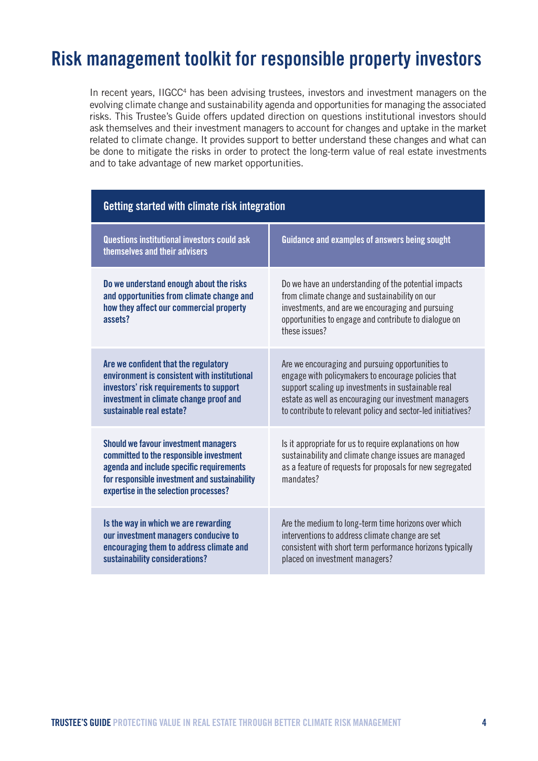# Risk management toolkit for responsible property investors

In recent years, IIGCC[4] has been advising trustees, investors and investment managers on the evolving climate change and sustainability agenda and opportunities for managing the associated risks. This Trustee's Guide offers updated direction on questions institutional investors should ask themselves and their investment managers to account for changes and uptake in the market related to climate change. It provides support to better understand these changes and what can be done to mitigate the risks in order to protect the long-term value of real estate investments and to take advantage of new market opportunities.

| Getting started with climate risk integration | |
|---|---|
| **Questions institutional investors could ask themselves and their advisers** | **Guidance and examples of answers being sought** |
| **Do we understand enough about the risks and opportunities from climate change and how they affect our commercial property assets?** | Do we have an understanding of the potential impacts from climate change and sustainability on our investments, and are we encouraging and pursuing opportunities to engage and contribute to dialogue on these issues? |
| **Are we confident that the regulatory environment is consistent with institutional investors' risk requirements to support investment in climate change proof and sustainable real estate?** | Are we encouraging and pursuing opportunities to engage with policymakers to encourage policies that support scaling up investments in sustainable real estate as well as encouraging our investment managers to contribute to relevant policy and sector-led initiatives? |
| **Should we favour investment managers committed to the responsible investment agenda and include specific requirements for responsible investment and sustainability expertise in the selection processes?** | Is it appropriate for us to require explanations on how sustainability and climate change issues are managed as a feature of requests for proposals for new segregated mandates? |
| **Is the way in which we are rewarding our investment managers conducive to encouraging them to address climate and sustainability considerations?** | Are the medium to long-term time horizons over which interventions to address climate change are set consistent with short term performance horizons typically placed on investment managers? |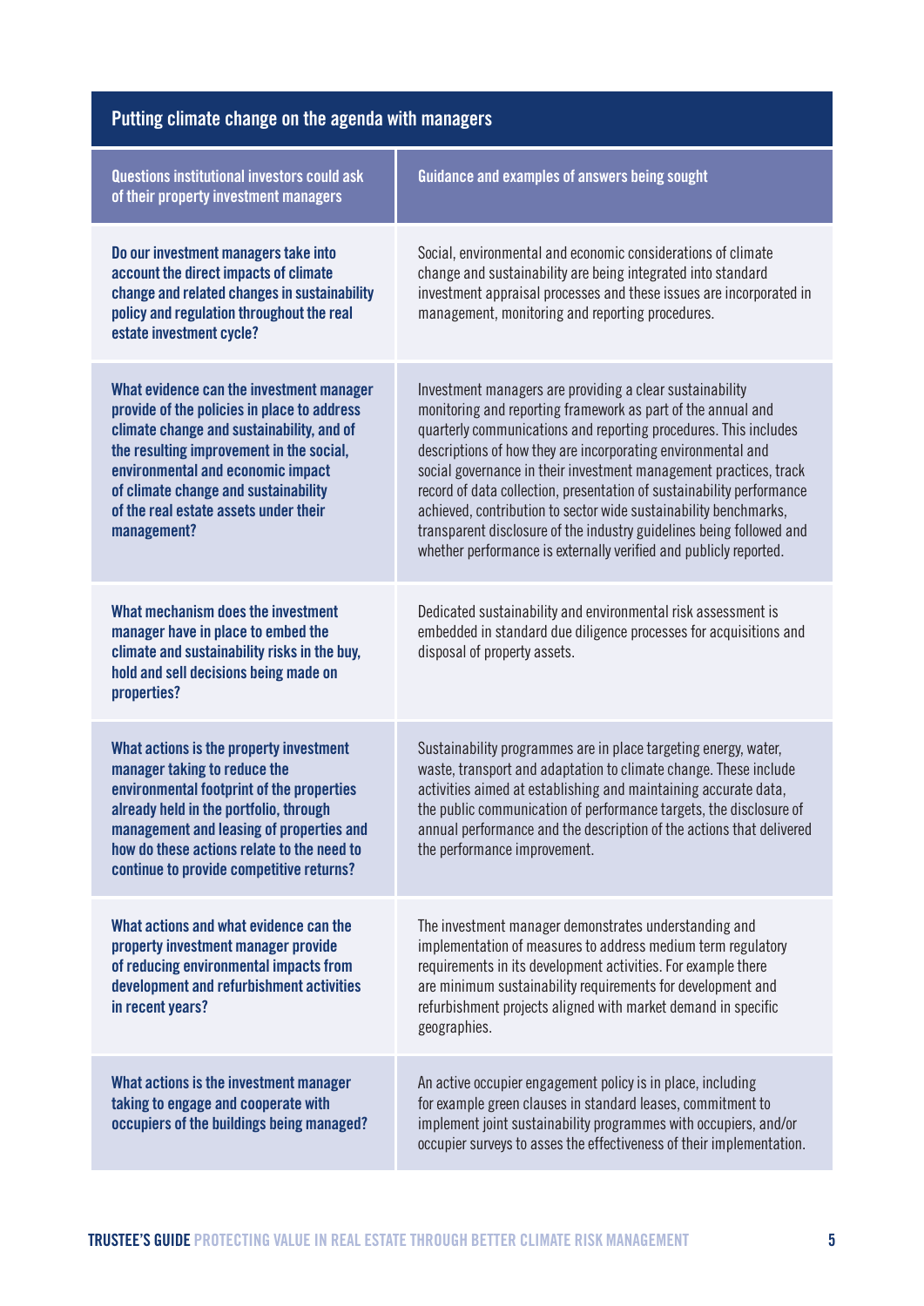## Putting climate change on the agenda with managers

| Questions institutional investors could ask of their property investment managers | Guidance and examples of answers being sought |
|---|---|
| **Do our investment managers take into account the direct impacts of climate change and related changes in sustainability policy and regulation throughout the real estate investment cycle?** | Social, environmental and economic considerations of climate change and sustainability are being integrated into standard investment appraisal processes and these issues are incorporated in management, monitoring and reporting procedures. |
| **What evidence can the investment manager provide of the policies in place to address climate change and sustainability, and of the resulting improvement in the social, environmental and economic impact of climate change and sustainability of the real estate assets under their management?** | Investment managers are providing a clear sustainability monitoring and reporting framework as part of the annual and quarterly communications and reporting procedures. This includes descriptions of how they are incorporating environmental and social governance in their investment management practices, track record of data collection, presentation of sustainability performance achieved, contribution to sector wide sustainability benchmarks, transparent disclosure of the industry guidelines being followed and whether performance is externally verified and publicly reported. |
| **What mechanism does the investment manager have in place to embed the climate and sustainability risks in the buy, hold and sell decisions being made on properties?** | Dedicated sustainability and environmental risk assessment is embedded in standard due diligence processes for acquisitions and disposal of property assets. |
| **What actions is the property investment manager taking to reduce the environmental footprint of the properties already held in the portfolio, through management and leasing of properties and how do these actions relate to the need to continue to provide competitive returns?** | Sustainability programmes are in place targeting energy, water, waste, transport and adaptation to climate change. These include activities aimed at establishing and maintaining accurate data, the public communication of performance targets, the disclosure of annual performance and the description of the actions that delivered the performance improvement. |
| **What actions and what evidence can the property investment manager provide of reducing environmental impacts from development and refurbishment activities in recent years?** | The investment manager demonstrates understanding and implementation of measures to address medium term regulatory requirements in its development activities. For example there are minimum sustainability requirements for development and refurbishment projects aligned with market demand in specific geographies. |
| **What actions is the investment manager taking to engage and cooperate with occupiers of the buildings being managed?** | An active occupier engagement policy is in place, including for example green clauses in standard leases, commitment to implement joint sustainability programmes with occupiers, and/or occupier surveys to asses the effectiveness of their implementation. |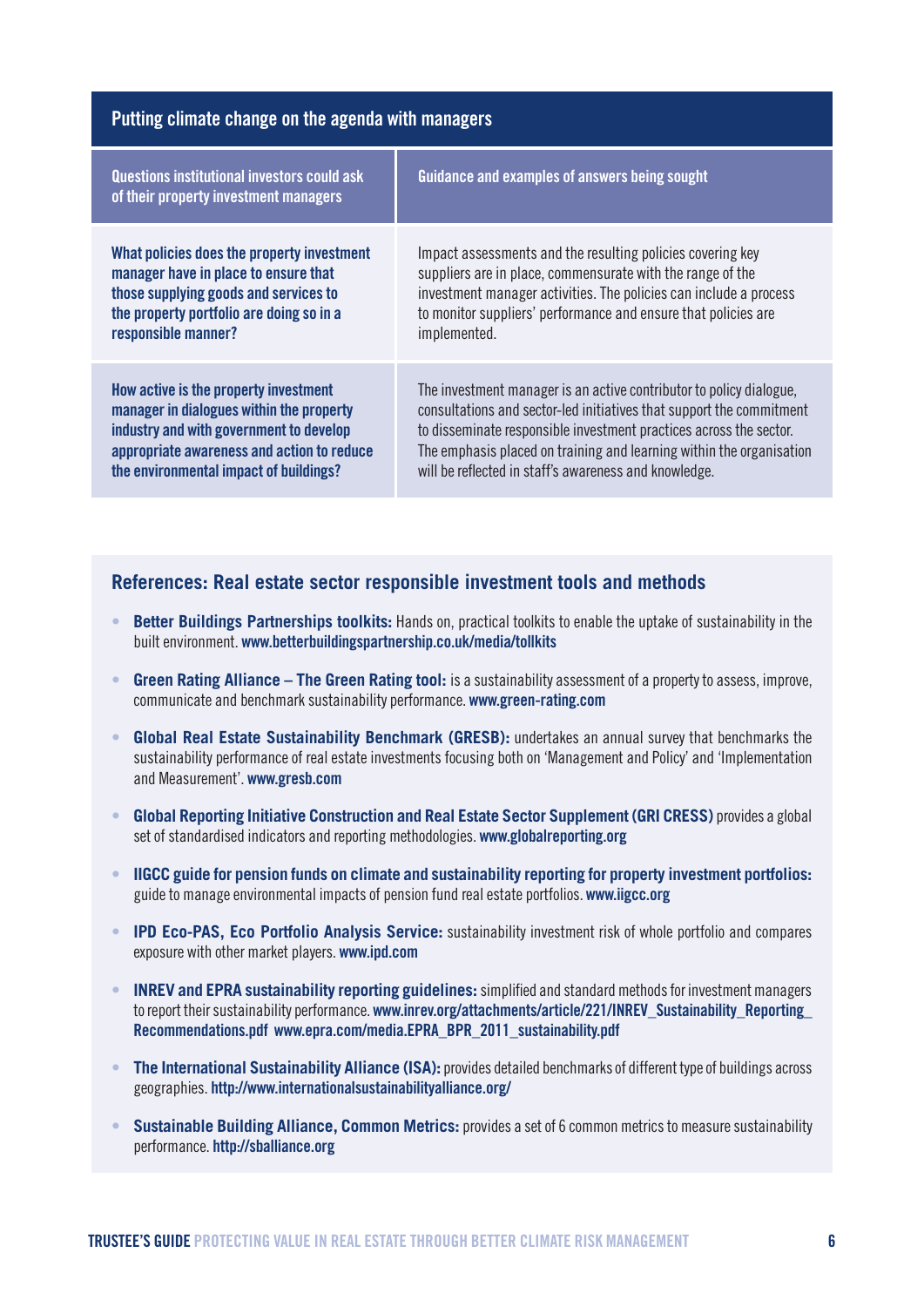## Putting climate change on the agenda with managers

| Questions institutional investors could ask of their property investment managers | Guidance and examples of answers being sought |
|---|---|
| **What policies does the property investment manager have in place to ensure that those supplying goods and services to the property portfolio are doing so in a responsible manner?** | Impact assessments and the resulting policies covering key suppliers are in place, commensurate with the range of the investment manager activities. The policies can include a process to monitor suppliers' performance and ensure that policies are implemented. |
| **How active is the property investment manager in dialogues within the property industry and with government to develop appropriate awareness and action to reduce the environmental impact of buildings?** | The investment manager is an active contributor to policy dialogue, consultations and sector-led initiatives that support the commitment to disseminate responsible investment practices across the sector. The emphasis placed on training and learning within the organisation will be reflected in staff's awareness and knowledge. |

## References: Real estate sector responsible investment tools and methods

- **Better Buildings Partnerships toolkits:** Hands on, practical toolkits to enable the uptake of sustainability in the built environment. **www.betterbuildingspartnership.co.uk/media/tollkits**
- **Green Rating Alliance – The Green Rating tool:** is a sustainability assessment of a property to assess, improve, communicate and benchmark sustainability performance. **www.green-rating.com**
- **Global Real Estate Sustainability Benchmark (GRESB):** undertakes an annual survey that benchmarks the sustainability performance of real estate investments focusing both on 'Management and Policy' and 'Implementation and Measurement'. **www.gresb.com**
- **Global Reporting Initiative Construction and Real Estate Sector Supplement (GRI CRESS)** provides a global set of standardised indicators and reporting methodologies. **www.globalreporting.org**
- **IIGCC guide for pension funds on climate and sustainability reporting for property investment portfolios:** guide to manage environmental impacts of pension fund real estate portfolios. **www.iigcc.org**
- **IPD Eco-PAS, Eco Portfolio Analysis Service:** sustainability investment risk of whole portfolio and compares exposure with other market players. **www.ipd.com**
- **INREV and EPRA sustainability reporting guidelines:** simplified and standard methods for investment managers to report their sustainability performance. **www.inrev.org/attachments/article/221/INREV_Sustainability_Reporting_Recommendations.pdf www.epra.com/media.EPRA_BPR_2011_sustainability.pdf**
- **The International Sustainability Alliance (ISA):** provides detailed benchmarks of different type of buildings across geographies. **http://www.internationalsustainabilityalliance.org/**
- **Sustainable Building Alliance, Common Metrics:** provides a set of 6 common metrics to measure sustainability performance. **http://sballiance.org**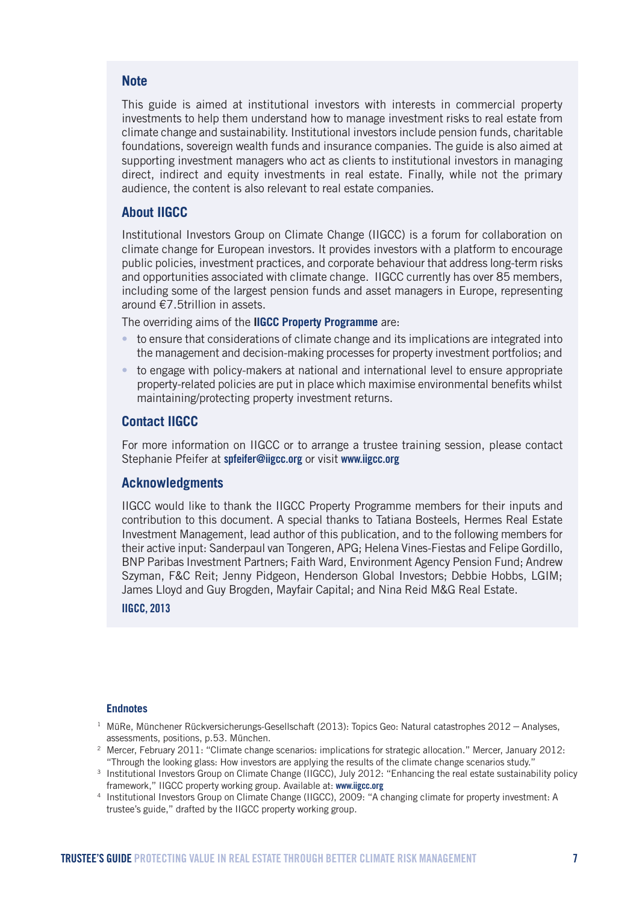## Note

This guide is aimed at institutional investors with interests in commercial property investments to help them understand how to manage investment risks to real estate from climate change and sustainability. Institutional investors include pension funds, charitable foundations, sovereign wealth funds and insurance companies. The guide is also aimed at supporting investment managers who act as clients to institutional investors in managing direct, indirect and equity investments in real estate. Finally, while not the primary audience, the content is also relevant to real estate companies.

## About IIGCC

Institutional Investors Group on Climate Change (IIGCC) is a forum for collaboration on climate change for European investors. It provides investors with a platform to encourage public policies, investment practices, and corporate behaviour that address long-term risks and opportunities associated with climate change. IIGCC currently has over 85 members, including some of the largest pension funds and asset managers in Europe, representing around €7.5trillion in assets.

The overriding aims of the **IIGCC Property Programme** are:

- to ensure that considerations of climate change and its implications are integrated into the management and decision-making processes for property investment portfolios; and
- to engage with policy-makers at national and international level to ensure appropriate property-related policies are put in place which maximise environmental benefits whilst maintaining/protecting property investment returns.

## Contact IIGCC

For more information on IIGCC or to arrange a trustee training session, please contact Stephanie Pfeifer at **spfeifer@iigcc.org** or visit **www.iigcc.org**

## Acknowledgments

IIGCC would like to thank the IIGCC Property Programme members for their inputs and contribution to this document. A special thanks to Tatiana Bosteels, Hermes Real Estate Investment Management, lead author of this publication, and to the following members for their active input: Sanderpaul van Tongeren, APG; Helena Vines-Fiestas and Felipe Gordillo, BNP Paribas Investment Partners; Faith Ward, Environment Agency Pension Fund; Andrew Szyman, F&C Reit; Jenny Pidgeon, Henderson Global Investors; Debbie Hobbs, LGIM; James Lloyd and Guy Brogden, Mayfair Capital; and Nina Reid M&G Real Estate.

**IIGCC, 2013**

### Endnotes

[1] MüRe, Münchener Rückversicherungs-Gesellschaft (2013): Topics Geo: Natural catastrophes 2012 – Analyses, assessments, positions, p.53. München.

[2] Mercer, February 2011: "Climate change scenarios: implications for strategic allocation." Mercer, January 2012: "Through the looking glass: How investors are applying the results of the climate change scenarios study."

[3] Institutional Investors Group on Climate Change (IIGCC), July 2012: "Enhancing the real estate sustainability policy framework," IIGCC property working group. Available at: **www.iigcc.org**

[4] Institutional Investors Group on Climate Change (IIGCC), 2009: "A changing climate for property investment: A trustee's guide," drafted by the IIGCC property working group.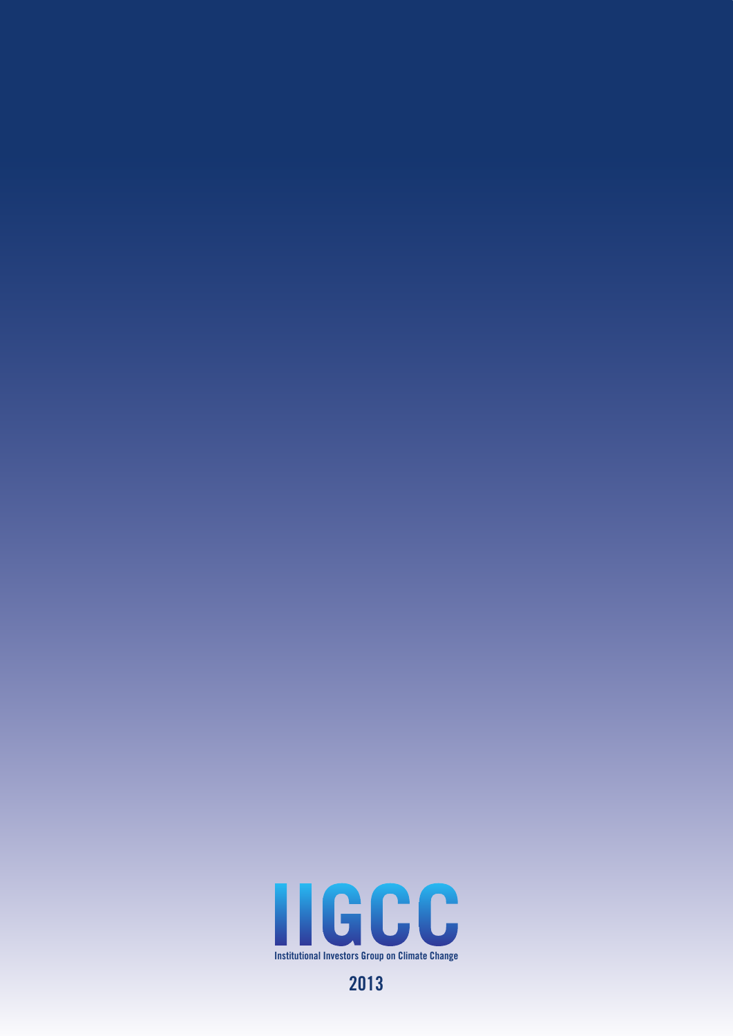IIGCC

Institutional Investors Group on Climate Change

2013